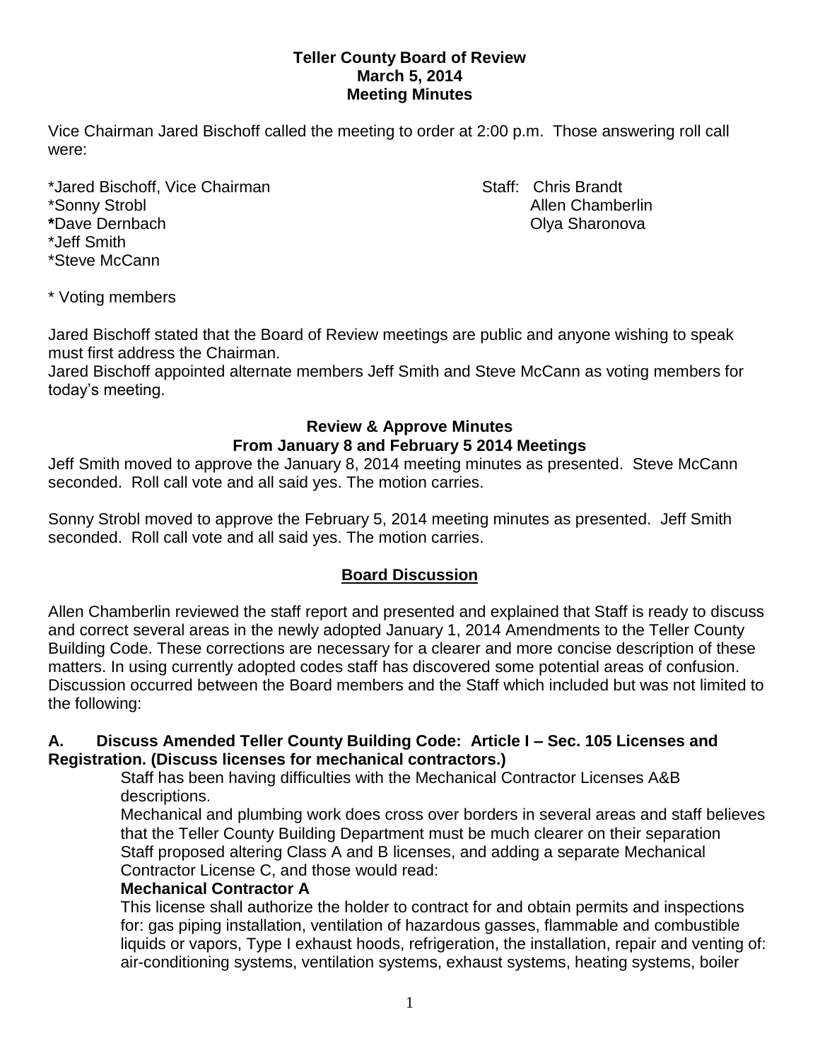**Teller County Board of Review**
**March 5, 2014**
**Meeting Minutes**

Vice Chairman Jared Bischoff called the meeting to order at 2:00 p.m. Those answering roll call were:

*Jared Bischoff, Vice Chairman
*Sonny Strobl
*Dave Dernbach
*Jeff Smith
*Steve McCann

Staff: Chris Brandt
Allen Chamberlin
Olya Sharonova

* Voting members

Jared Bischoff stated that the Board of Review meetings are public and anyone wishing to speak must first address the Chairman.
Jared Bischoff appointed alternate members Jeff Smith and Steve McCann as voting members for today's meeting.

## Review & Approve Minutes From January 8 and February 5 2014 Meetings

Jeff Smith moved to approve the January 8, 2014 meeting minutes as presented. Steve McCann seconded. Roll call vote and all said yes. The motion carries.

Sonny Strobl moved to approve the February 5, 2014 meeting minutes as presented. Jeff Smith seconded. Roll call vote and all said yes. The motion carries.

## Board Discussion

Allen Chamberlin reviewed the staff report and presented and explained that Staff is ready to discuss and correct several areas in the newly adopted January 1, 2014 Amendments to the Teller County Building Code. These corrections are necessary for a clearer and more concise description of these matters. In using currently adopted codes staff has discovered some potential areas of confusion. Discussion occurred between the Board members and the Staff which included but was not limited to the following:

### A. Discuss Amended Teller County Building Code: Article I – Sec. 105 Licenses and Registration. (Discuss licenses for mechanical contractors.)

Staff has been having difficulties with the Mechanical Contractor Licenses A&B descriptions.

Mechanical and plumbing work does cross over borders in several areas and staff believes that the Teller County Building Department must be much clearer on their separation Staff proposed altering Class A and B licenses, and adding a separate Mechanical Contractor License C, and those would read:

**Mechanical Contractor A**

This license shall authorize the holder to contract for and obtain permits and inspections for: gas piping installation, ventilation of hazardous gasses, flammable and combustible liquids or vapors, Type I exhaust hoods, refrigeration, the installation, repair and venting of: air-conditioning systems, ventilation systems, exhaust systems, heating systems, boiler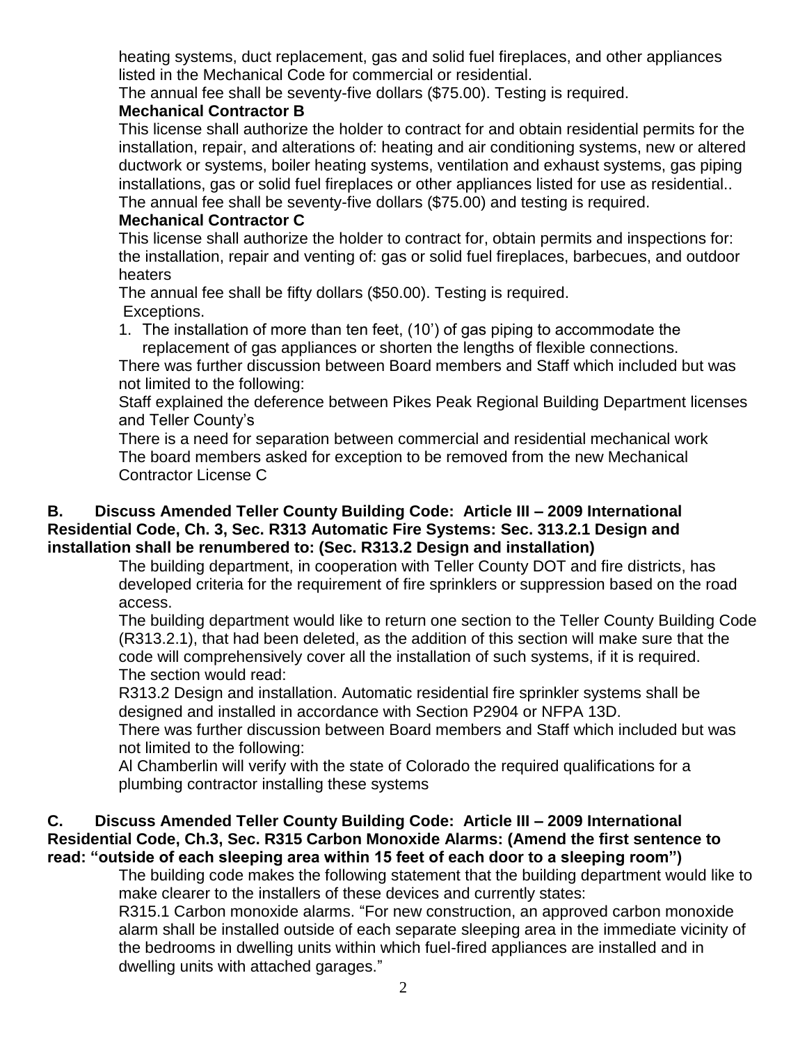heating systems, duct replacement, gas and solid fuel fireplaces, and other appliances listed in the Mechanical Code for commercial or residential.

The annual fee shall be seventy-five dollars ($75.00). Testing is required.

**Mechanical Contractor B**

This license shall authorize the holder to contract for and obtain residential permits for the installation, repair, and alterations of: heating and air conditioning systems, new or altered ductwork or systems, boiler heating systems, ventilation and exhaust systems, gas piping installations, gas or solid fuel fireplaces or other appliances listed for use as residential..

The annual fee shall be seventy-five dollars ($75.00) and testing is required.

**Mechanical Contractor C**

This license shall authorize the holder to contract for, obtain permits and inspections for: the installation, repair and venting of: gas or solid fuel fireplaces, barbecues, and outdoor heaters

The annual fee shall be fifty dollars ($50.00). Testing is required.

Exceptions.

1. The installation of more than ten feet, (10') of gas piping to accommodate the replacement of gas appliances or shorten the lengths of flexible connections.

There was further discussion between Board members and Staff which included but was not limited to the following:

Staff explained the deference between Pikes Peak Regional Building Department licenses and Teller County's

There is a need for separation between commercial and residential mechanical work

The board members asked for exception to be removed from the new Mechanical Contractor License C

**B. Discuss Amended Teller County Building Code: Article III – 2009 International Residential Code, Ch. 3, Sec. R313 Automatic Fire Systems: Sec. 313.2.1 Design and installation shall be renumbered to: (Sec. R313.2 Design and installation)**

The building department, in cooperation with Teller County DOT and fire districts, has developed criteria for the requirement of fire sprinklers or suppression based on the road access.

The building department would like to return one section to the Teller County Building Code (R313.2.1), that had been deleted, as the addition of this section will make sure that the code will comprehensively cover all the installation of such systems, if it is required.

The section would read:

R313.2 Design and installation. Automatic residential fire sprinkler systems shall be designed and installed in accordance with Section P2904 or NFPA 13D.

There was further discussion between Board members and Staff which included but was not limited to the following:

Al Chamberlin will verify with the state of Colorado the required qualifications for a plumbing contractor installing these systems

**C. Discuss Amended Teller County Building Code: Article III – 2009 International Residential Code, Ch.3, Sec. R315 Carbon Monoxide Alarms: (Amend the first sentence to read: "outside of each sleeping area within 15 feet of each door to a sleeping room")**

The building code makes the following statement that the building department would like to make clearer to the installers of these devices and currently states:

R315.1 Carbon monoxide alarms. "For new construction, an approved carbon monoxide alarm shall be installed outside of each separate sleeping area in the immediate vicinity of the bedrooms in dwelling units within which fuel-fired appliances are installed and in dwelling units with attached garages."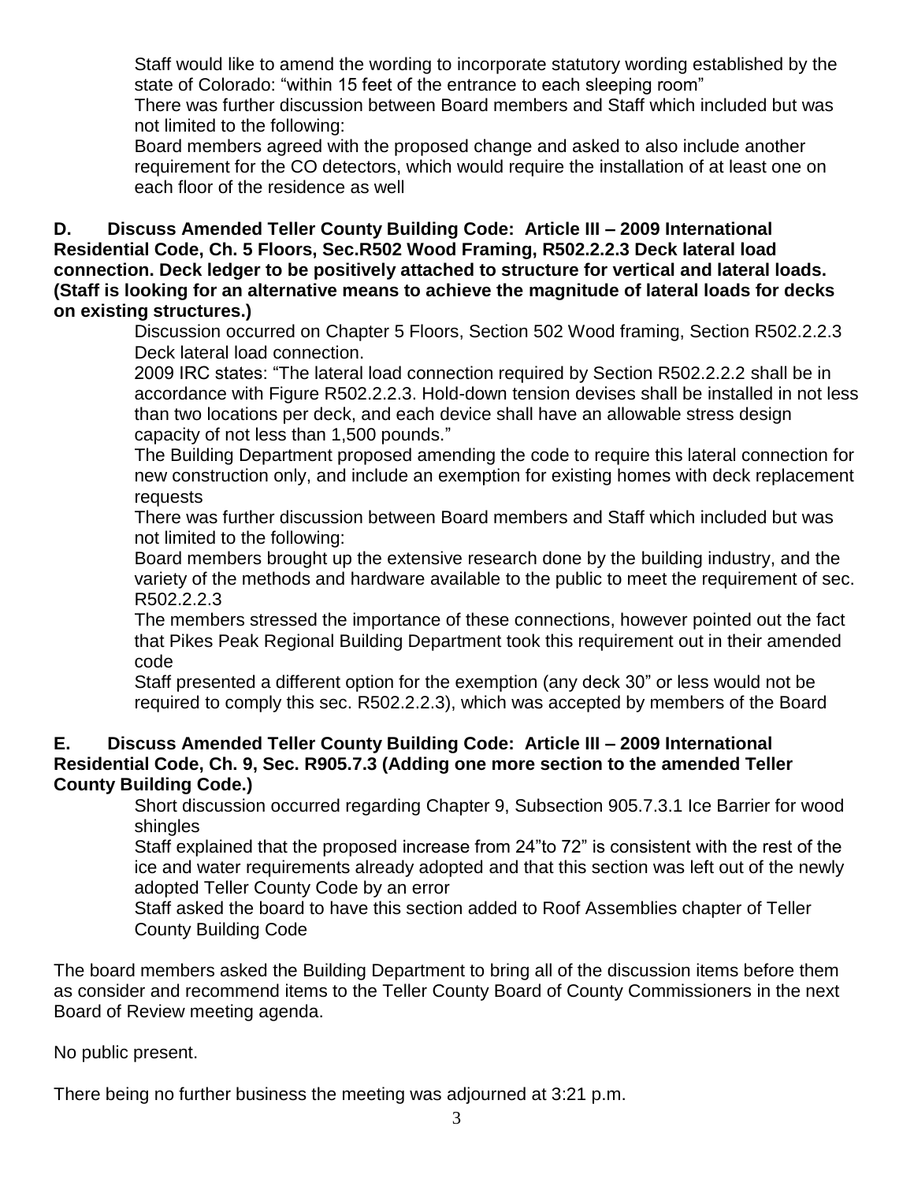Staff would like to amend the wording to incorporate statutory wording established by the state of Colorado: "within 15 feet of the entrance to each sleeping room"

There was further discussion between Board members and Staff which included but was not limited to the following:

Board members agreed with the proposed change and asked to also include another requirement for the CO detectors, which would require the installation of at least one on each floor of the residence as well

**D. Discuss Amended Teller County Building Code: Article III – 2009 International Residential Code, Ch. 5 Floors, Sec.R502 Wood Framing, R502.2.2.3 Deck lateral load connection. Deck ledger to be positively attached to structure for vertical and lateral loads. (Staff is looking for an alternative means to achieve the magnitude of lateral loads for decks on existing structures.)**

Discussion occurred on Chapter 5 Floors, Section 502 Wood framing, Section R502.2.2.3 Deck lateral load connection.

2009 IRC states: "The lateral load connection required by Section R502.2.2.2 shall be in accordance with Figure R502.2.2.3. Hold-down tension devises shall be installed in not less than two locations per deck, and each device shall have an allowable stress design capacity of not less than 1,500 pounds."

The Building Department proposed amending the code to require this lateral connection for new construction only, and include an exemption for existing homes with deck replacement requests

There was further discussion between Board members and Staff which included but was not limited to the following:

Board members brought up the extensive research done by the building industry, and the variety of the methods and hardware available to the public to meet the requirement of sec. R502.2.2.3

The members stressed the importance of these connections, however pointed out the fact that Pikes Peak Regional Building Department took this requirement out in their amended code

Staff presented a different option for the exemption (any deck 30" or less would not be required to comply this sec. R502.2.2.3), which was accepted by members of the Board

**E. Discuss Amended Teller County Building Code: Article III – 2009 International Residential Code, Ch. 9, Sec. R905.7.3 (Adding one more section to the amended Teller County Building Code.)**

Short discussion occurred regarding Chapter 9, Subsection 905.7.3.1 Ice Barrier for wood shingles

Staff explained that the proposed increase from 24"to 72" is consistent with the rest of the ice and water requirements already adopted and that this section was left out of the newly adopted Teller County Code by an error

Staff asked the board to have this section added to Roof Assemblies chapter of Teller County Building Code

The board members asked the Building Department to bring all of the discussion items before them as consider and recommend items to the Teller County Board of County Commissioners in the next Board of Review meeting agenda.

No public present.

There being no further business the meeting was adjourned at 3:21 p.m.